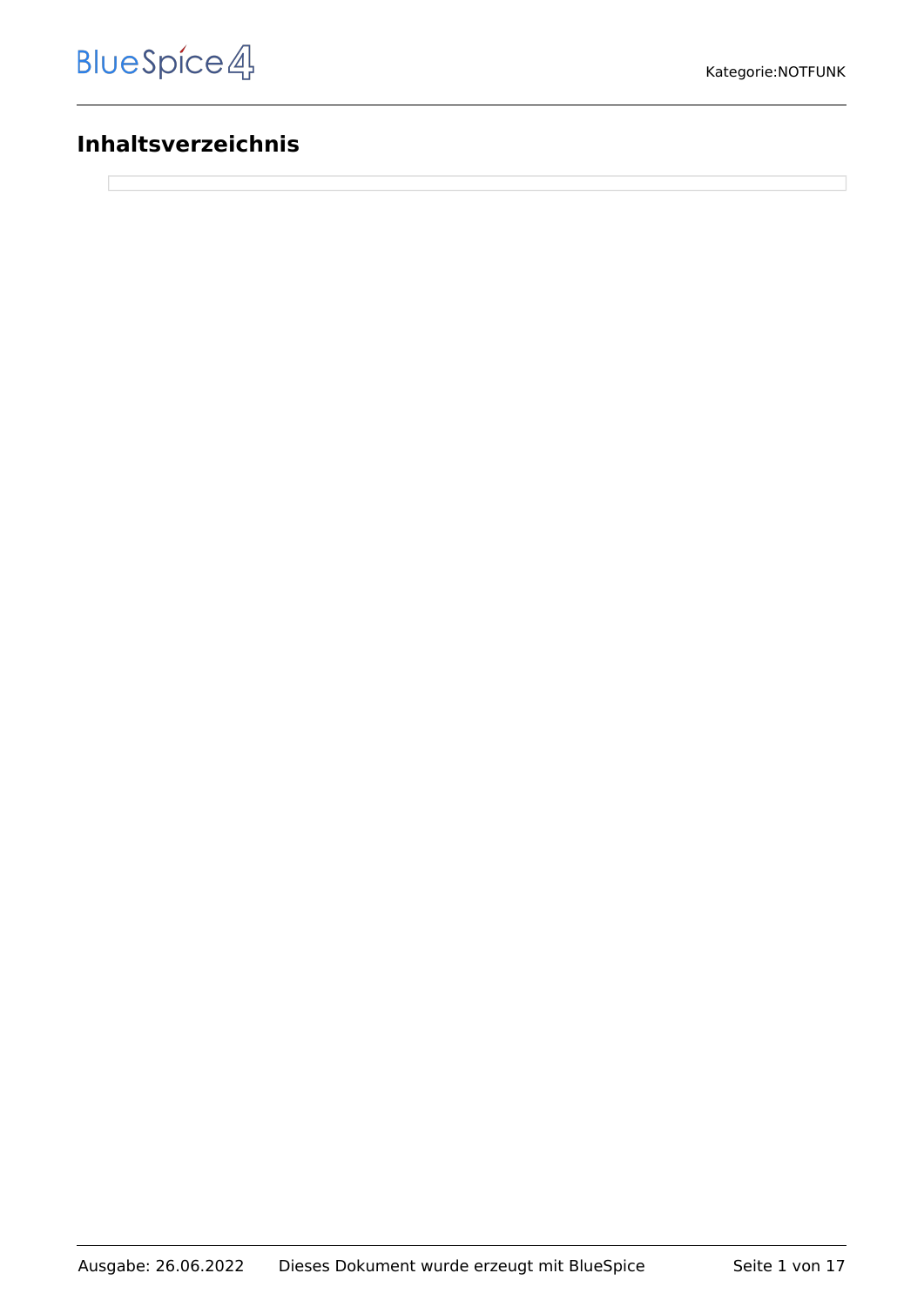# Inhaltsverzeichnis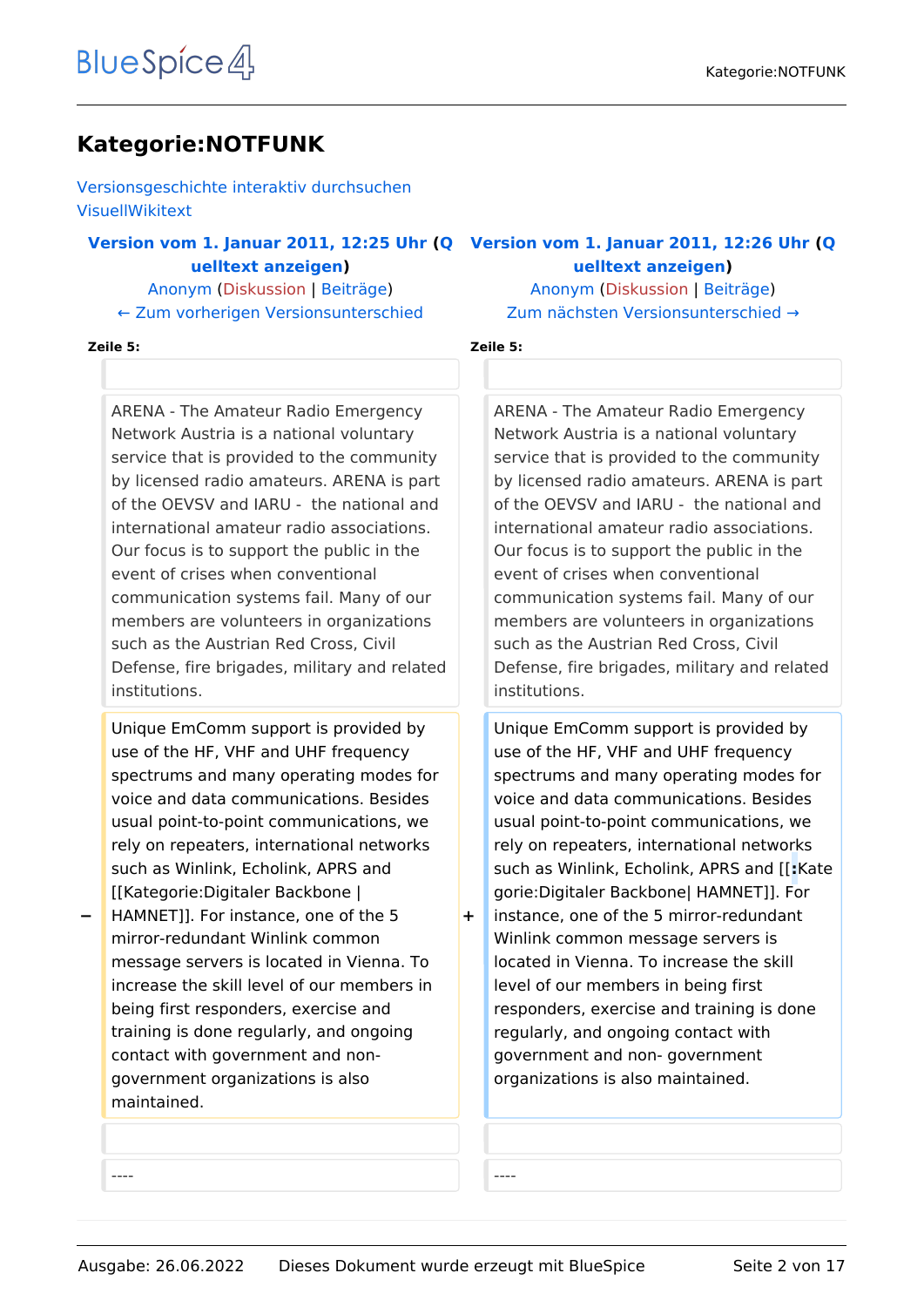# Kategorie:NOTFUNK

Versionsgeschichte interaktiv durchsuchen
VisuellWikitext

| Version vom 1. Januar 2011, 12:25 Uhr (Quelltext anzeigen) | | Version vom 1. Januar 2011, 12:26 Uhr (Quelltext anzeigen) |
|---|---|---|
| Anonym (Diskussion \| Beiträge) | | Anonym (Diskussion \| Beiträge) |
| ← Zum vorherigen Versionsunterschied | | Zum nächsten Versionsunterschied → |
| **Zeile 5:** | | **Zeile 5:** |
| | | |
| ARENA - The Amateur Radio Emergency Network Austria is a national voluntary service that is provided to the community by licensed radio amateurs. ARENA is part of the OEVSV and IARU - the national and international amateur radio associations. Our focus is to support the public in the event of crises when conventional communication systems fail. Many of our members are volunteers in organizations such as the Austrian Red Cross, Civil Defense, fire brigades, military and related institutions. | | ARENA - The Amateur Radio Emergency Network Austria is a national voluntary service that is provided to the community by licensed radio amateurs. ARENA is part of the OEVSV and IARU - the national and international amateur radio associations. Our focus is to support the public in the event of crises when conventional communication systems fail. Many of our members are volunteers in organizations such as the Austrian Red Cross, Civil Defense, fire brigades, military and related institutions. |
| − Unique EmComm support is provided by use of the HF, VHF and UHF frequency spectrums and many operating modes for voice and data communications. Besides usual point-to-point communications, we rely on repeaters, international networks such as Winlink, Echolink, APRS and [[Kategorie:Digitaler Backbone \| HAMNET]]. For instance, one of the 5 mirror-redundant Winlink common message servers is located in Vienna. To increase the skill level of our members in being first responders, exercise and training is done regularly, and ongoing contact with government and non-government organizations is also maintained. | + | Unique EmComm support is provided by use of the HF, VHF and UHF frequency spectrums and many operating modes for voice and data communications. Besides usual point-to-point communications, we rely on repeaters, international networks such as Winlink, Echolink, APRS and [[:Kategorie:Digitaler Backbone\| HAMNET]]. For instance, one of the 5 mirror-redundant Winlink common message servers is located in Vienna. To increase the skill level of our members in being first responders, exercise and training is done regularly, and ongoing contact with government and non- government organizations is also maintained. |
| | | |
| ---- | | ---- |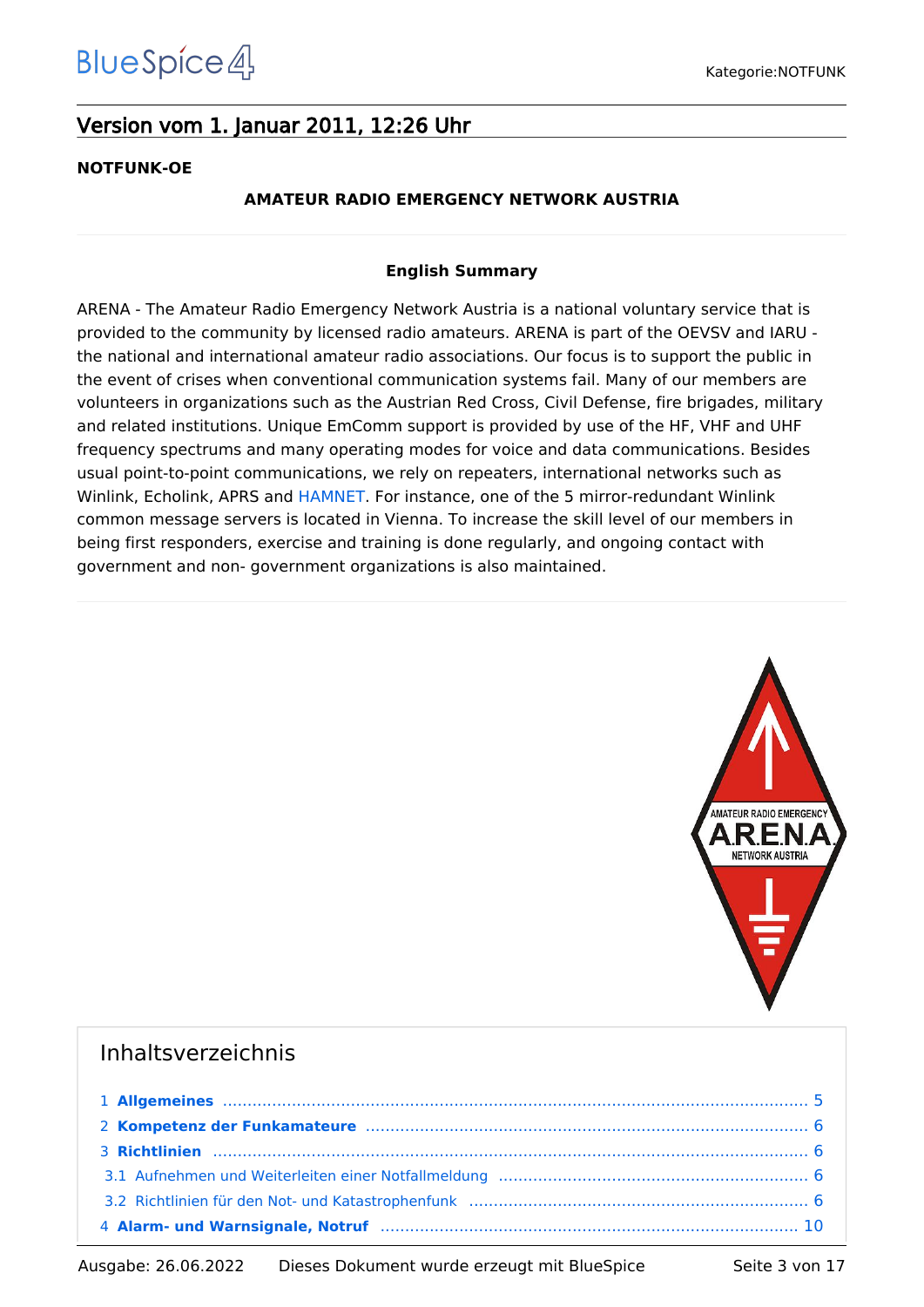## Version vom 1. Januar 2011, 12:26 Uhr

**NOTFUNK-OE**

**AMATEUR RADIO EMERGENCY NETWORK AUSTRIA**

---

**English Summary**

ARENA - The Amateur Radio Emergency Network Austria is a national voluntary service that is provided to the community by licensed radio amateurs. ARENA is part of the OEVSV and IARU - the national and international amateur radio associations. Our focus is to support the public in the event of crises when conventional communication systems fail. Many of our members are volunteers in organizations such as the Austrian Red Cross, Civil Defense, fire brigades, military and related institutions. Unique EmComm support is provided by use of the HF, VHF and UHF frequency spectrums and many operating modes for voice and data communications. Besides usual point-to-point communications, we rely on repeaters, international networks such as Winlink, Echolink, APRS and HAMNET. For instance, one of the 5 mirror-redundant Winlink common message servers is located in Vienna. To increase the skill level of our members in being first responders, exercise and training is done regularly, and ongoing contact with government and non- government organizations is also maintained.

---

## Inhaltsverzeichnis

1 **Allgemeines** ..... 5
2 **Kompetenz der Funkamateure** ..... 6
3 **Richtlinien** ..... 6
 3.1 Aufnehmen und Weiterleiten einer Notfallmeldung ..... 6
 3.2 Richtlinien für den Not- und Katastrophenfunk ..... 6
4 **Alarm- und Warnsignale, Notruf** ..... 10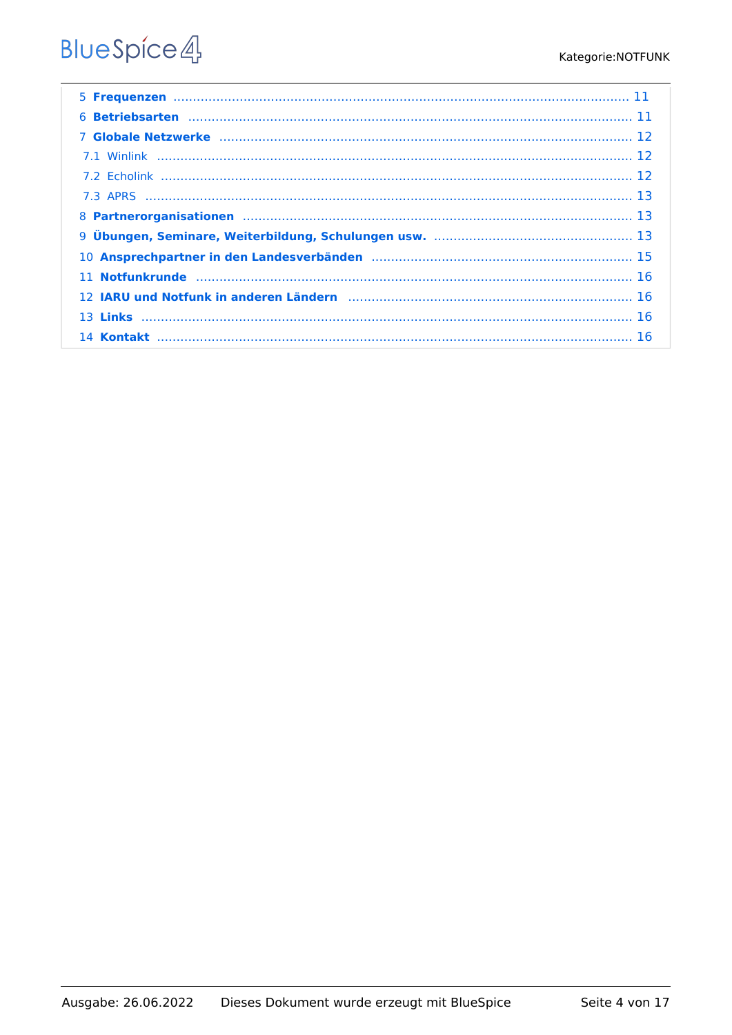5 **Frequenzen** ..... 11

6 **Betriebsarten** ..... 11

7 **Globale Netzwerke** ..... 12

7.1 Winlink ..... 12

7.2 Echolink ..... 12

7.3 APRS ..... 13

8 **Partnerorganisationen** ..... 13

9 **Übungen, Seminare, Weiterbildung, Schulungen usw.** ..... 13

10 **Ansprechpartner in den Landesverbänden** ..... 15

11 **Notfunkrunde** ..... 16

12 **IARU und Notfunk in anderen Ländern** ..... 16

13 **Links** ..... 16

14 **Kontakt** ..... 16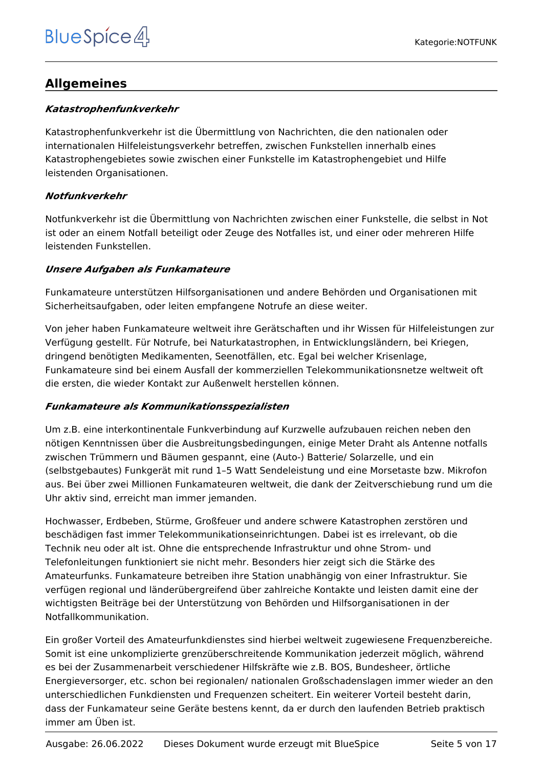## Allgemeines

***Katastrophenfunkverkehr***

Katastrophenfunkverkehr ist die Übermittlung von Nachrichten, die den nationalen oder internationalen Hilfeleistungsverkehr betreffen, zwischen Funkstellen innerhalb eines Katastrophengebietes sowie zwischen einer Funkstelle im Katastrophengebiet und Hilfe leistenden Organisationen.

***Notfunkverkehr***

Notfunkverkehr ist die Übermittlung von Nachrichten zwischen einer Funkstelle, die selbst in Not ist oder an einem Notfall beteiligt oder Zeuge des Notfalles ist, und einer oder mehreren Hilfe leistenden Funkstellen.

***Unsere Aufgaben als Funkamateure***

Funkamateure unterstützen Hilfsorganisationen und andere Behörden und Organisationen mit Sicherheitsaufgaben, oder leiten empfangene Notrufe an diese weiter.

Von jeher haben Funkamateure weltweit ihre Gerätschaften und ihr Wissen für Hilfeleistungen zur Verfügung gestellt. Für Notrufe, bei Naturkatastrophen, in Entwicklungsländern, bei Kriegen, dringend benötigten Medikamenten, Seenotfällen, etc. Egal bei welcher Krisenlage, Funkamateure sind bei einem Ausfall der kommerziellen Telekommunikationsnetze weltweit oft die ersten, die wieder Kontakt zur Außenwelt herstellen können.

***Funkamateure als Kommunikationsspezialisten***

Um z.B. eine interkontinentale Funkverbindung auf Kurzwelle aufzubauen reichen neben den nötigen Kenntnissen über die Ausbreitungsbedingungen, einige Meter Draht als Antenne notfalls zwischen Trümmern und Bäumen gespannt, eine (Auto-) Batterie/ Solarzelle, und ein (selbstgebautes) Funkgerät mit rund 1–5 Watt Sendeleistung und eine Morsetaste bzw. Mikrofon aus. Bei über zwei Millionen Funkamateuren weltweit, die dank der Zeitverschiebung rund um die Uhr aktiv sind, erreicht man immer jemanden.

Hochwasser, Erdbeben, Stürme, Großfeuer und andere schwere Katastrophen zerstören und beschädigen fast immer Telekommunikationseinrichtungen. Dabei ist es irrelevant, ob die Technik neu oder alt ist. Ohne die entsprechende Infrastruktur und ohne Strom- und Telefonleitungen funktioniert sie nicht mehr. Besonders hier zeigt sich die Stärke des Amateurfunks. Funkamateure betreiben ihre Station unabhängig von einer Infrastruktur. Sie verfügen regional und länderübergreifend über zahlreiche Kontakte und leisten damit eine der wichtigsten Beiträge bei der Unterstützung von Behörden und Hilfsorganisationen in der Notfallkommunikation.

Ein großer Vorteil des Amateurfunkdienstes sind hierbei weltweit zugewiesene Frequenzbereiche. Somit ist eine unkomplizierte grenzüberschreitende Kommunikation jederzeit möglich, während es bei der Zusammenarbeit verschiedener Hilfskräfte wie z.B. BOS, Bundesheer, örtliche Energieversorger, etc. schon bei regionalen/ nationalen Großschadenslagen immer wieder an den unterschiedlichen Funkdiensten und Frequenzen scheitert. Ein weiterer Vorteil besteht darin, dass der Funkamateur seine Geräte bestens kennt, da er durch den laufenden Betrieb praktisch immer am Üben ist.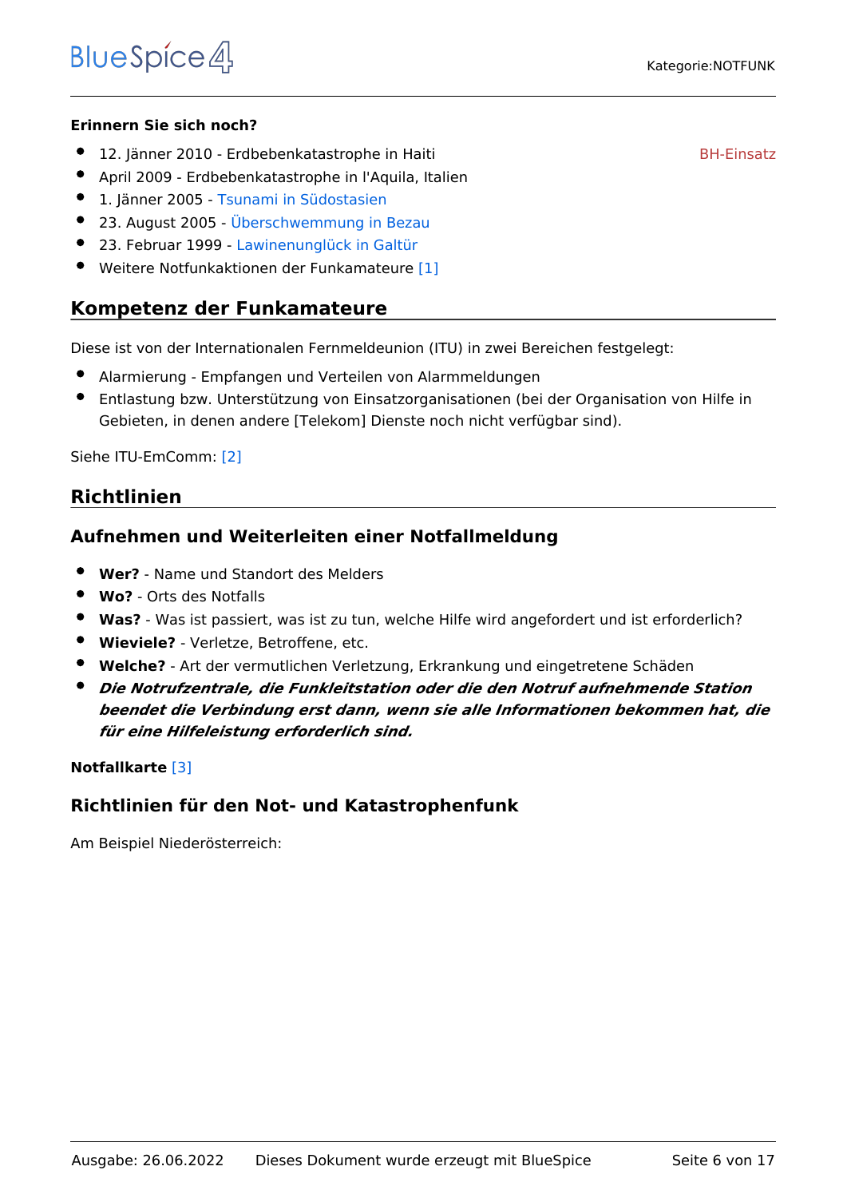**Erinnern Sie sich noch?**

- 12. Jänner 2010 - Erdbebenkatastrophe in Haiti BH-Einsatz
- April 2009 - Erdbebenkatastrophe in l'Aquila, Italien
- 1. Jänner 2005 - Tsunami in Südostasien
- 23. August 2005 - Überschwemmung in Bezau
- 23. Februar 1999 - Lawinenunglück in Galtür
- Weitere Notfunkaktionen der Funkamateure [1]

## Kompetenz der Funkamateure

Diese ist von der Internationalen Fernmeldeunion (ITU) in zwei Bereichen festgelegt:

- Alarmierung - Empfangen und Verteilen von Alarmmeldungen
- Entlastung bzw. Unterstützung von Einsatzorganisationen (bei der Organisation von Hilfe in Gebieten, in denen andere [Telekom] Dienste noch nicht verfügbar sind).

Siehe ITU-EmComm: [2]

## Richtlinien

### Aufnehmen und Weiterleiten einer Notfallmeldung

- **Wer?** - Name und Standort des Melders
- **Wo?** - Orts des Notfalls
- **Was?** - Was ist passiert, was ist zu tun, welche Hilfe wird angefordert und ist erforderlich?
- **Wieviele?** - Verletze, Betroffene, etc.
- **Welche?** - Art der vermutlichen Verletzung, Erkrankung und eingetretene Schäden
- ***Die Notrufzentrale, die Funkleitstation oder die den Notruf aufnehmende Station beendet die Verbindung erst dann, wenn sie alle Informationen bekommen hat, die für eine Hilfeleistung erforderlich sind.***

**Notfallkarte** [3]

### Richtlinien für den Not- und Katastrophenfunk

Am Beispiel Niederösterreich: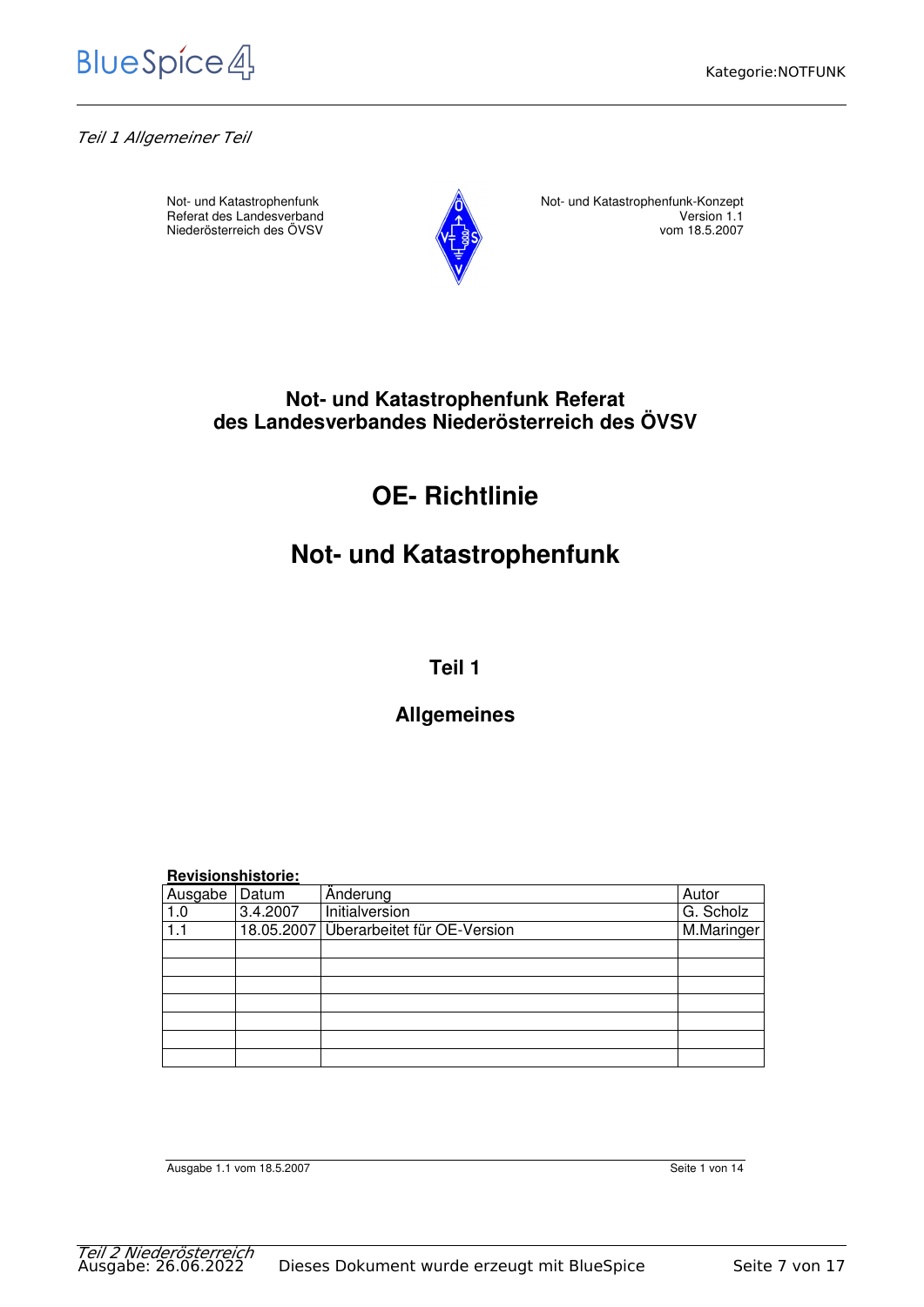*Teil 1 Allgemeiner Teil*

Not- und Katastrophenfunk
Referat des Landesverband
Niederösterreich des ÖVSV

Not- und Katastrophenfunk-Konzept
Version 1.1
vom 18.5.2007

**Not- und Katastrophenfunk Referat des Landesverbandes Niederösterreich des ÖVSV**

# OE- Richtlinie

# Not- und Katastrophenfunk

## Teil 1

## Allgemeines

**Revisionshistorie:**

| Ausgabe | Datum | Änderung | Autor |
|---|---|---|---|
| 1.0 | 3.4.2007 | Initialversion | G. Scholz |
| 1.1 | 18.05.2007 | Überarbeitet für OE-Version | M.Maringer |
| | | | |
| | | | |
| | | | |
| | | | |
| | | | |
| | | | |
| | | | |

Ausgabe 1.1 vom 18.5.2007 — Seite 1 von 14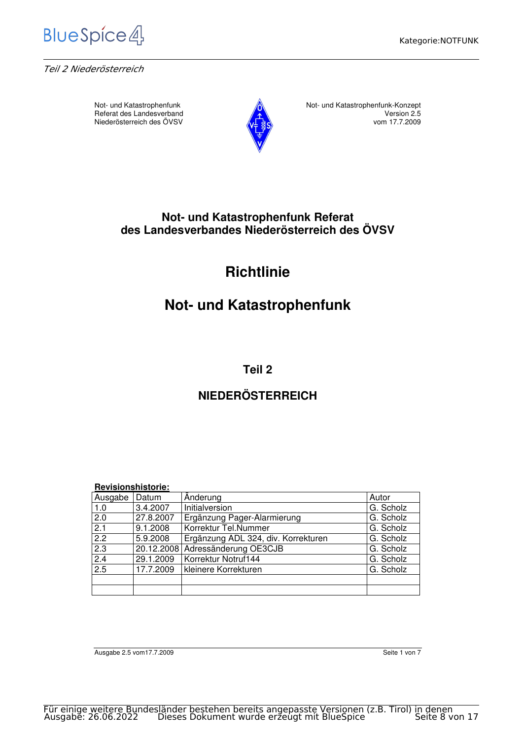*Teil 2 Niederösterreich*

Not- und Katastrophenfunk
Referat des Landesverband
Niederösterreich des ÖVSV

Not- und Katastrophenfunk-Konzept
Version 2.5
vom 17.7.2009

## Not- und Katastrophenfunk Referat des Landesverbandes Niederösterreich des ÖVSV

# Richtlinie

# Not- und Katastrophenfunk

## Teil 2

## NIEDERÖSTERREICH

**Revisionshistorie:**

| Ausgabe | Datum | Änderung | Autor |
|---|---|---|---|
| 1.0 | 3.4.2007 | Initialversion | G. Scholz |
| 2.0 | 27.8.2007 | Ergänzung Pager-Alarmierung | G. Scholz |
| 2.1 | 9.1.2008 | Korrektur Tel.Nummer | G. Scholz |
| 2.2 | 5.9.2008 | Ergänzung ADL 324, div. Korrekturen | G. Scholz |
| 2.3 | 20.12.2008 | Adressänderung OE3CJB | G. Scholz |
| 2.4 | 29.1.2009 | Korrektur Notruf144 | G. Scholz |
| 2.5 | 17.7.2009 | kleinere Korrekturen | G. Scholz |
| | | | |
| | | | |

Ausgabe 2.5 vom17.7.2009

Für einige weitere Bundesländer bestehen bereits angepasste Versionen (z.B. Tirol) in denen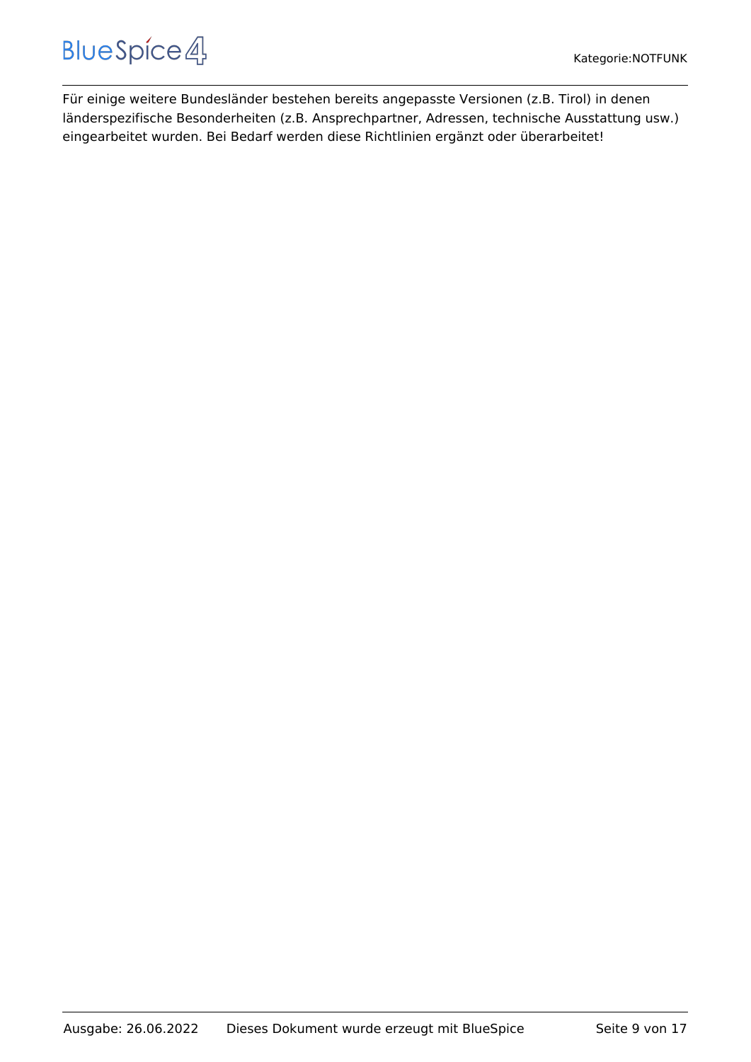Für einige weitere Bundesländer bestehen bereits angepasste Versionen (z.B. Tirol) in denen länderspezifische Besonderheiten (z.B. Ansprechpartner, Adressen, technische Ausstattung usw.) eingearbeitet wurden. Bei Bedarf werden diese Richtlinien ergänzt oder überarbeitet!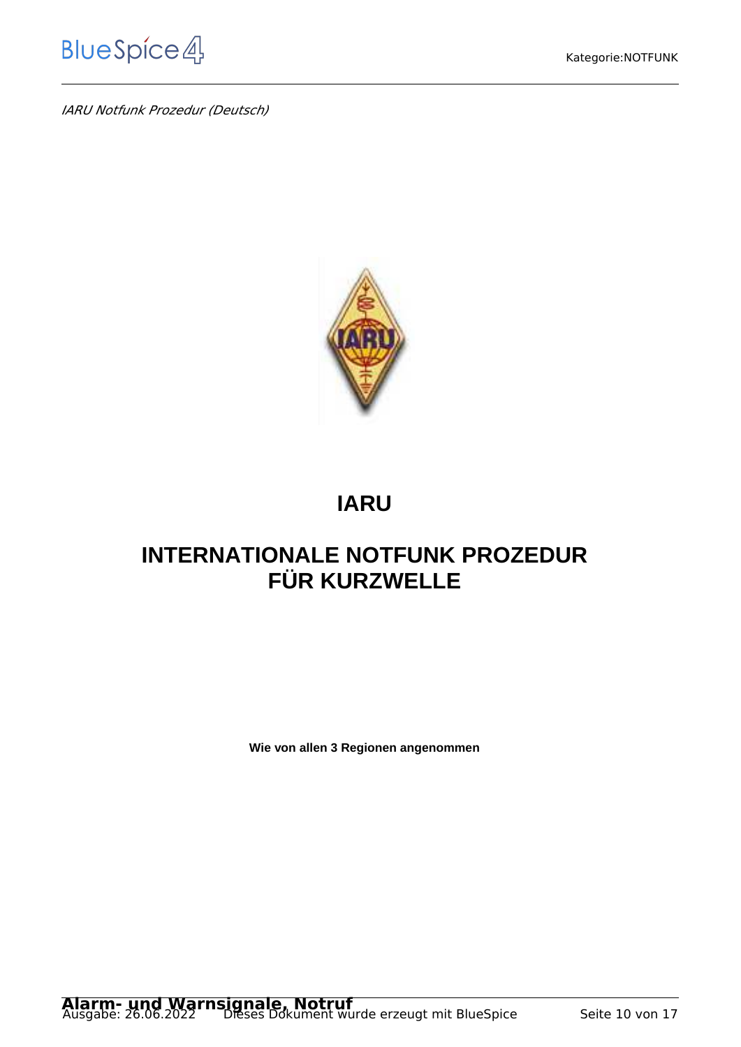*IARU Notfunk Prozedur (Deutsch)*

# IARU

# INTERNATIONALE NOTFUNK PROZEDUR FÜR KURZWELLE

**Wie von allen 3 Regionen angenommen**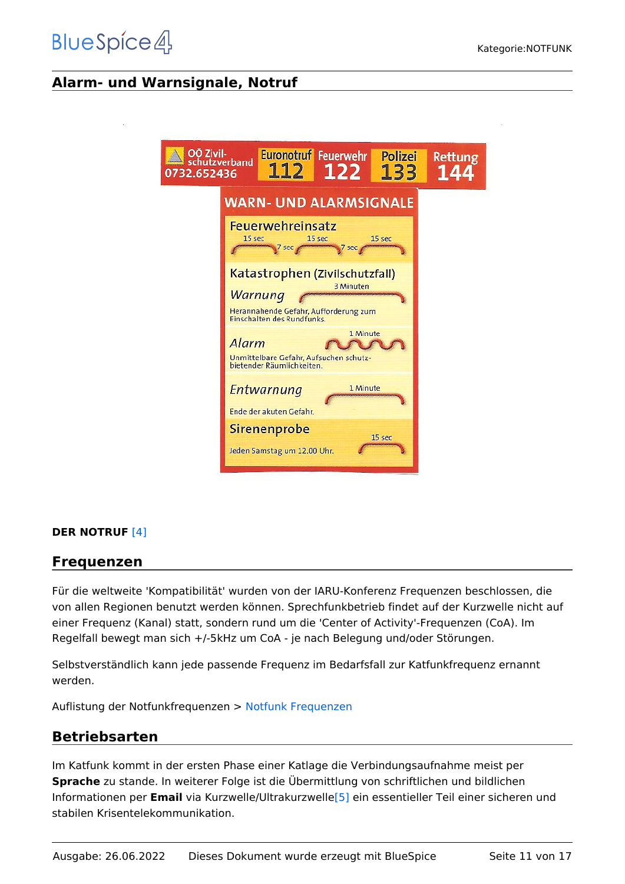## Alarm- und Warnsignale, Notruf

OÖ Zivil-schutzverband 0732.652436 | Euronotruf 112 | Feuerwehr 122 | Polizei 133 | Rettung 144

**WARN- UND ALARMSIGNALE**

**Feuerwehreinsatz**
15 sec – 7 sec – 15 sec – 7 sec – 15 sec

**Katastrophen (Zivilschutzfall)**

*Warnung* – 3 Minuten
Herannahende Gefahr, Aufforderung zum Einschalten des Rundfunks.

*Alarm* – 1 Minute
Unmittelbare Gefahr, Aufsuchen schutzbietender Räumlichkeiten.

*Entwarnung* – 1 Minute
Ende der akuten Gefahr.

**Sirenenprobe** – 15 sec
Jeden Samstag um 12.00 Uhr.

**DER NOTRUF** [4]

## Frequenzen

Für die weltweite 'Kompatibilität' wurden von der IARU-Konferenz Frequenzen beschlossen, die von allen Regionen benutzt werden können. Sprechfunkbetrieb findet auf der Kurzwelle nicht auf einer Frequenz (Kanal) statt, sondern rund um die 'Center of Activity'-Frequenzen (CoA). Im Regelfall bewegt man sich +/-5kHz um CoA - je nach Belegung und/oder Störungen.

Selbstverständlich kann jede passende Frequenz im Bedarfsfall zur Katfunkfrequenz ernannt werden.

Auflistung der Notfunkfrequenzen > Notfunk Frequenzen

## Betriebsarten

Im Katfunk kommt in der ersten Phase einer Katlage die Verbindungsaufnahme meist per **Sprache** zu stande. In weiterer Folge ist die Übermittlung von schriftlichen und bildlichen Informationen per **Email** via Kurzwelle/Ultrakurzwelle[5] ein essentieller Teil einer sicheren und stabilen Krisentelekommunikation.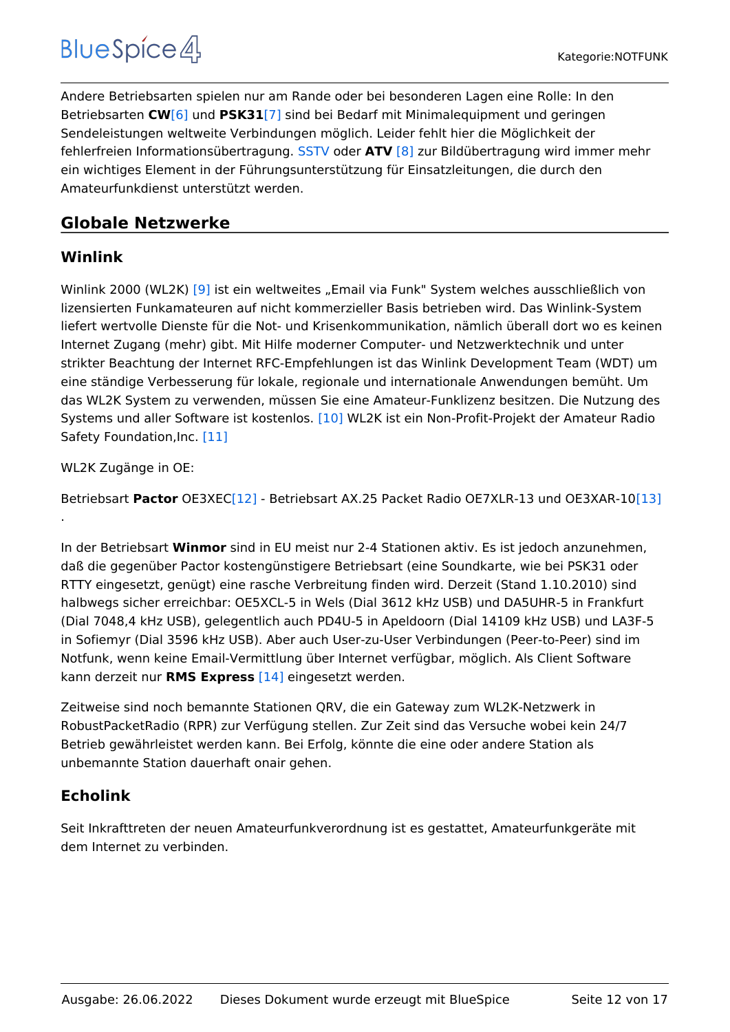Andere Betriebsarten spielen nur am Rande oder bei besonderen Lagen eine Rolle: In den Betriebsarten **CW**[6] und **PSK31**[7] sind bei Bedarf mit Minimalequipment und geringen Sendeleistungen weltweite Verbindungen möglich. Leider fehlt hier die Möglichkeit der fehlerfreien Informationsübertragung. SSTV oder **ATV** [8] zur Bildübertragung wird immer mehr ein wichtiges Element in der Führungsunterstützung für Einsatzleitungen, die durch den Amateurfunkdienst unterstützt werden.

## Globale Netzwerke

### Winlink

Winlink 2000 (WL2K) [9] ist ein weltweites „Email via Funk" System welches ausschließlich von lizensierten Funkamateuren auf nicht kommerzieller Basis betrieben wird. Das Winlink-System liefert wertvolle Dienste für die Not- und Krisenkommunikation, nämlich überall dort wo es keinen Internet Zugang (mehr) gibt. Mit Hilfe moderner Computer- und Netzwerktechnik und unter strikter Beachtung der Internet RFC-Empfehlungen ist das Winlink Development Team (WDT) um eine ständige Verbesserung für lokale, regionale und internationale Anwendungen bemüht. Um das WL2K System zu verwenden, müssen Sie eine Amateur-Funklizenz besitzen. Die Nutzung des Systems und aller Software ist kostenlos. [10] WL2K ist ein Non-Profit-Projekt der Amateur Radio Safety Foundation,Inc. [11]

WL2K Zugänge in OE:

Betriebsart **Pactor** OE3XEC[12] - Betriebsart AX.25 Packet Radio OE7XLR-13 und OE3XAR-10[13] .

In der Betriebsart **Winmor** sind in EU meist nur 2-4 Stationen aktiv. Es ist jedoch anzunehmen, daß die gegenüber Pactor kostengünstigere Betriebsart (eine Soundkarte, wie bei PSK31 oder RTTY eingesetzt, genügt) eine rasche Verbreitung finden wird. Derzeit (Stand 1.10.2010) sind halbwegs sicher erreichbar: OE5XCL-5 in Wels (Dial 3612 kHz USB) und DA5UHR-5 in Frankfurt (Dial 7048,4 kHz USB), gelegentlich auch PD4U-5 in Apeldoorn (Dial 14109 kHz USB) und LA3F-5 in Sofiemyr (Dial 3596 kHz USB). Aber auch User-zu-User Verbindungen (Peer-to-Peer) sind im Notfunk, wenn keine Email-Vermittlung über Internet verfügbar, möglich. Als Client Software kann derzeit nur **RMS Express** [14] eingesetzt werden.

Zeitweise sind noch bemannte Stationen QRV, die ein Gateway zum WL2K-Netzwerk in RobustPacketRadio (RPR) zur Verfügung stellen. Zur Zeit sind das Versuche wobei kein 24/7 Betrieb gewährleistet werden kann. Bei Erfolg, könnte die eine oder andere Station als unbemannte Station dauerhaft onair gehen.

### Echolink

Seit Inkrafttreten der neuen Amateurfunkverordnung ist es gestattet, Amateurfunkgeräte mit dem Internet zu verbinden.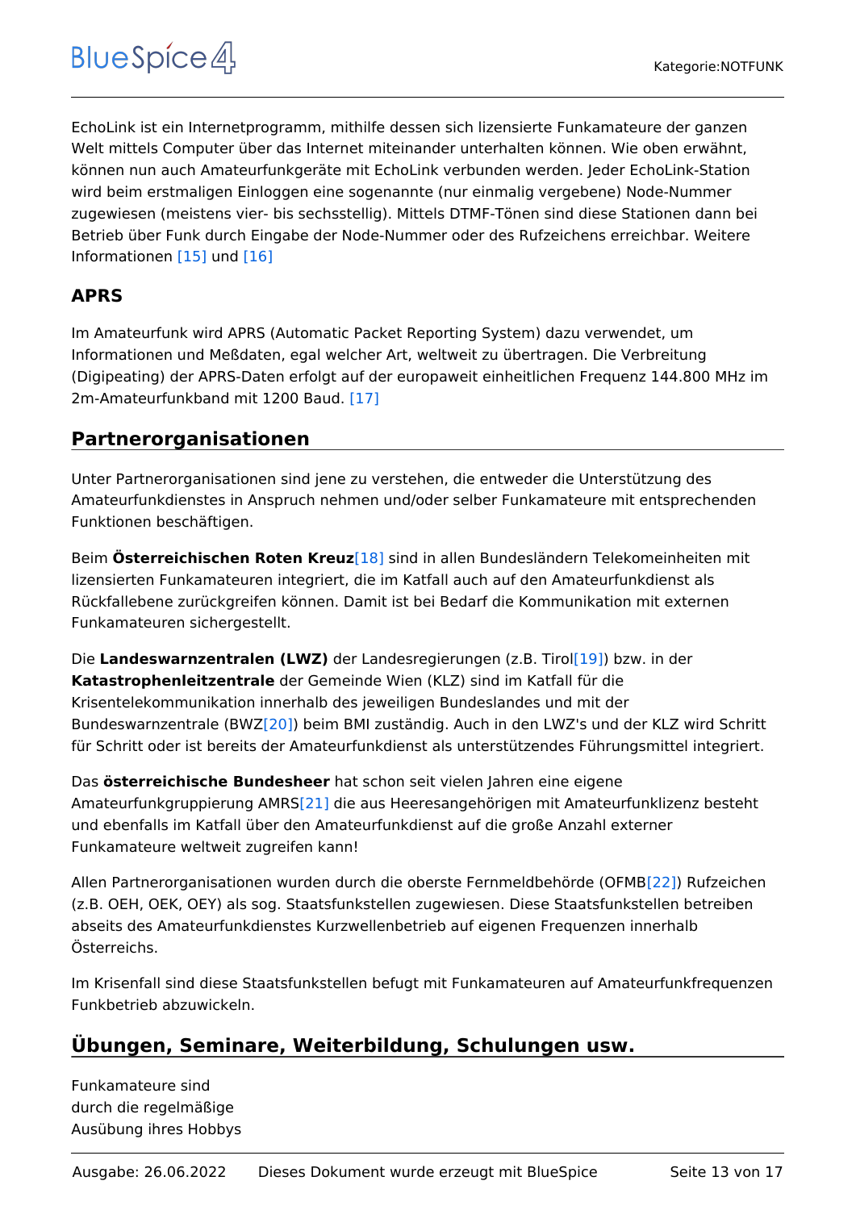EchoLink ist ein Internetprogramm, mithilfe dessen sich lizensierte Funkamateure der ganzen Welt mittels Computer über das Internet miteinander unterhalten können. Wie oben erwähnt, können nun auch Amateurfunkgeräte mit EchoLink verbunden werden. Jeder EchoLink-Station wird beim erstmaligen Einloggen eine sogenannte (nur einmalig vergebene) Node-Nummer zugewiesen (meistens vier- bis sechsstellig). Mittels DTMF-Tönen sind diese Stationen dann bei Betrieb über Funk durch Eingabe der Node-Nummer oder des Rufzeichens erreichbar. Weitere Informationen [15] und [16]

### APRS

Im Amateurfunk wird APRS (Automatic Packet Reporting System) dazu verwendet, um Informationen und Meßdaten, egal welcher Art, weltweit zu übertragen. Die Verbreitung (Digipeating) der APRS-Daten erfolgt auf der europaweit einheitlichen Frequenz 144.800 MHz im 2m-Amateurfunkband mit 1200 Baud. [17]

## Partnerorganisationen

Unter Partnerorganisationen sind jene zu verstehen, die entweder die Unterstützung des Amateurfunkdienstes in Anspruch nehmen und/oder selber Funkamateure mit entsprechenden Funktionen beschäftigen.

Beim **Österreichischen Roten Kreuz**[18] sind in allen Bundesländern Telekomeinheiten mit lizensierten Funkamateuren integriert, die im Katfall auch auf den Amateurfunkdienst als Rückfallebene zurückgreifen können. Damit ist bei Bedarf die Kommunikation mit externen Funkamateuren sichergestellt.

Die **Landeswarnzentralen (LWZ)** der Landesregierungen (z.B. Tirol[19]) bzw. in der **Katastrophenleitzentrale** der Gemeinde Wien (KLZ) sind im Katfall für die Krisentelekommunikation innerhalb des jeweiligen Bundeslandes und mit der Bundeswarnzentrale (BWZ[20]) beim BMI zuständig. Auch in den LWZ's und der KLZ wird Schritt für Schritt oder ist bereits der Amateurfunkdienst als unterstützendes Führungsmittel integriert.

Das **österreichische Bundesheer** hat schon seit vielen Jahren eine eigene Amateurfunkgruppierung AMRS[21] die aus Heeresangehörigen mit Amateurfunklizenz besteht und ebenfalls im Katfall über den Amateurfunkdienst auf die große Anzahl externer Funkamateure weltweit zugreifen kann!

Allen Partnerorganisationen wurden durch die oberste Fernmeldbehörde (OFMB[22]) Rufzeichen (z.B. OEH, OEK, OEY) als sog. Staatsfunkstellen zugewiesen. Diese Staatsfunkstellen betreiben abseits des Amateurfunkdienstes Kurzwellenbetrieb auf eigenen Frequenzen innerhalb Österreichs.

Im Krisenfall sind diese Staatsfunkstellen befugt mit Funkamateuren auf Amateurfunkfrequenzen Funkbetrieb abzuwickeln.

## Übungen, Seminare, Weiterbildung, Schulungen usw.

Funkamateure sind durch die regelmäßige Ausübung ihres Hobbys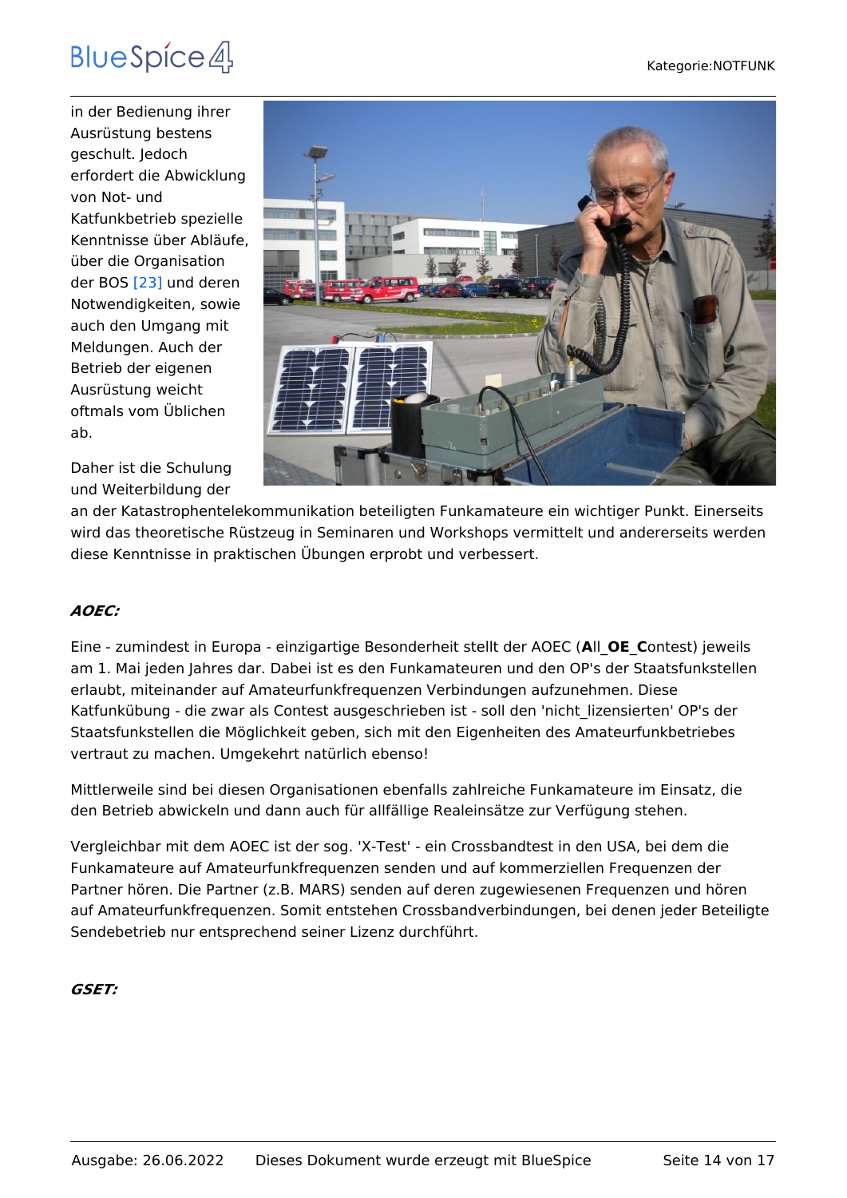in der Bedienung ihrer Ausrüstung bestens geschult. Jedoch erfordert die Abwicklung von Not- und Katfunkbetrieb spezielle Kenntnisse über Abläufe, über die Organisation der BOS [23] und deren Notwendigkeiten, sowie auch den Umgang mit Meldungen. Auch der Betrieb der eigenen Ausrüstung weicht oftmals vom Üblichen ab.

Daher ist die Schulung und Weiterbildung der an der Katastrophentelekommunikation beteiligten Funkamateure ein wichtiger Punkt. Einerseits wird das theoretische Rüstzeug in Seminaren und Workshops vermittelt und andererseits werden diese Kenntnisse in praktischen Übungen erprobt und verbessert.

***AOEC:***

Eine - zumindest in Europa - einzigartige Besonderheit stellt der AOEC (**A**ll_**OE**_**C**ontest) jeweils am 1. Mai jeden Jahres dar. Dabei ist es den Funkamateuren und den OP's der Staatsfunkstellen erlaubt, miteinander auf Amateurfunkfrequenzen Verbindungen aufzunehmen. Diese Katfunkübung - die zwar als Contest ausgeschrieben ist - soll den 'nicht_lizensierten' OP's der Staatsfunkstellen die Möglichkeit geben, sich mit den Eigenheiten des Amateurfunkbetriebes vertraut zu machen. Umgekehrt natürlich ebenso!

Mittlerweile sind bei diesen Organisationen ebenfalls zahlreiche Funkamateure im Einsatz, die den Betrieb abwickeln und dann auch für allfällige Realeinsätze zur Verfügung stehen.

Vergleichbar mit dem AOEC ist der sog. 'X-Test' - ein Crossbandtest in den USA, bei dem die Funkamateure auf Amateurfunkfrequenzen senden und auf kommerziellen Frequenzen der Partner hören. Die Partner (z.B. MARS) senden auf deren zugewiesenen Frequenzen und hören auf Amateurfunkfrequenzen. Somit entstehen Crossbandverbindungen, bei denen jeder Beteiligte Sendebetrieb nur entsprechend seiner Lizenz durchführt.

***GSET:***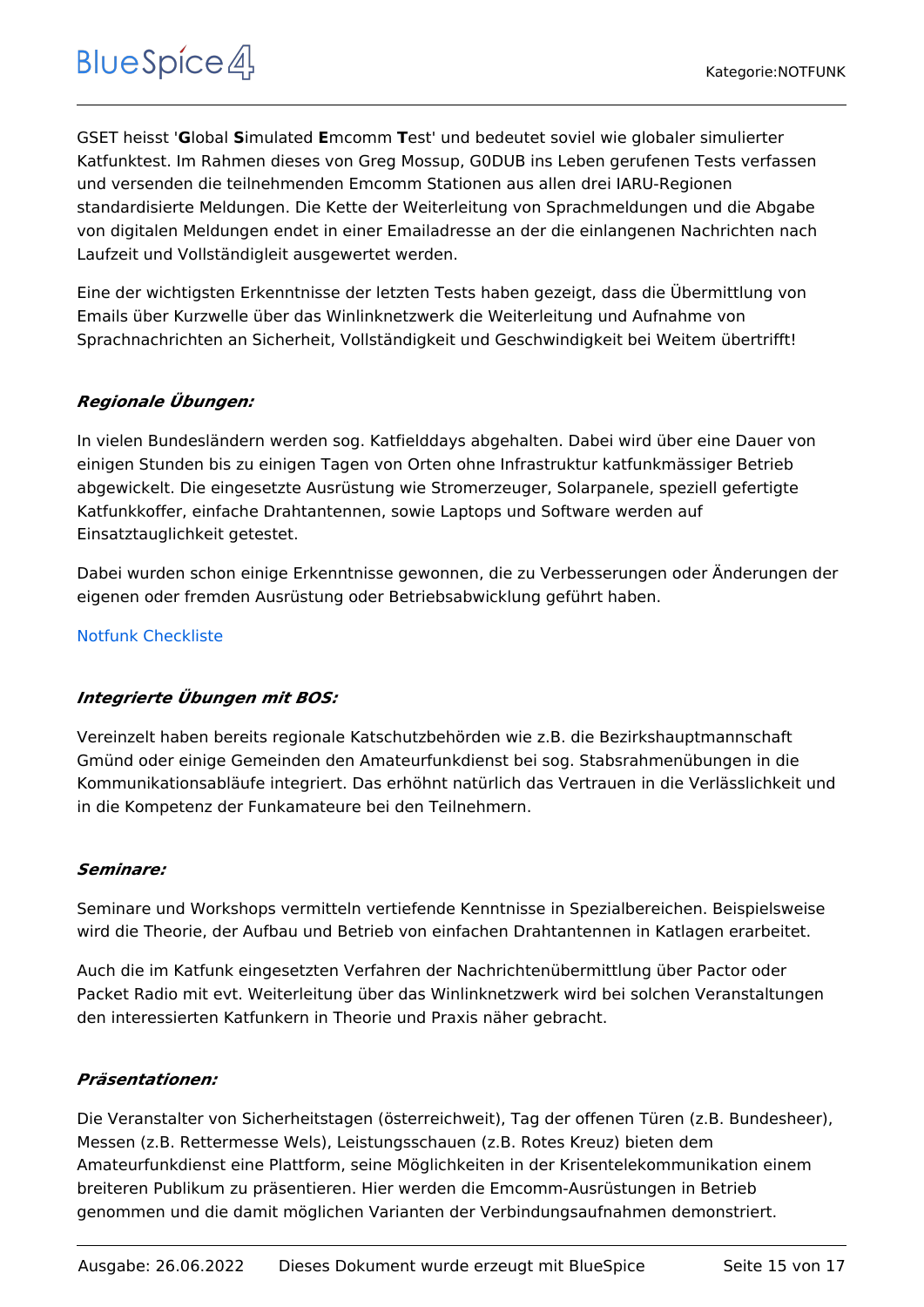GSET heisst '**G**lobal **S**imulated **E**mcomm **T**est' und bedeutet soviel wie globaler simulierter Katfunktest. Im Rahmen dieses von Greg Mossup, G0DUB ins Leben gerufenen Tests verfassen und versenden die teilnehmenden Emcomm Stationen aus allen drei IARU-Regionen standardisierte Meldungen. Die Kette der Weiterleitung von Sprachmeldungen und die Abgabe von digitalen Meldungen endet in einer Emailadresse an der die einlangenen Nachrichten nach Laufzeit und Vollständigleit ausgewertet werden.

Eine der wichtigsten Erkenntnisse der letzten Tests haben gezeigt, dass die Übermittlung von Emails über Kurzwelle über das Winlinknetzwerk die Weiterleitung und Aufnahme von Sprachnachrichten an Sicherheit, Vollständigkeit und Geschwindigkeit bei Weitem übertrifft!

***Regionale Übungen:***

In vielen Bundesländern werden sog. Katfielddays abgehalten. Dabei wird über eine Dauer von einigen Stunden bis zu einigen Tagen von Orten ohne Infrastruktur katfunkmässiger Betrieb abgewickelt. Die eingesetzte Ausrüstung wie Stromerzeuger, Solarpanele, speziell gefertigte Katfunkkoffer, einfache Drahtantennen, sowie Laptops und Software werden auf Einsatztauglichkeit getestet.

Dabei wurden schon einige Erkenntnisse gewonnen, die zu Verbesserungen oder Änderungen der eigenen oder fremden Ausrüstung oder Betriebsabwicklung geführt haben.

Notfunk Checkliste

***Integrierte Übungen mit BOS:***

Vereinzelt haben bereits regionale Katschutzbehörden wie z.B. die Bezirkshauptmannschaft Gmünd oder einige Gemeinden den Amateurfunkdienst bei sog. Stabsrahmenübungen in die Kommunikationsabläufe integriert. Das erhöhnt natürlich das Vertrauen in die Verlässlichkeit und in die Kompetenz der Funkamateure bei den Teilnehmern.

***Seminare:***

Seminare und Workshops vermitteln vertiefende Kenntnisse in Spezialbereichen. Beispielsweise wird die Theorie, der Aufbau und Betrieb von einfachen Drahtantennen in Katlagen erarbeitet.

Auch die im Katfunk eingesetzten Verfahren der Nachrichtenübermittlung über Pactor oder Packet Radio mit evt. Weiterleitung über das Winlinknetzwerk wird bei solchen Veranstaltungen den interessierten Katfunkern in Theorie und Praxis näher gebracht.

***Präsentationen:***

Die Veranstalter von Sicherheitstagen (österreichweit), Tag der offenen Türen (z.B. Bundesheer), Messen (z.B. Rettermesse Wels), Leistungsschauen (z.B. Rotes Kreuz) bieten dem Amateurfunkdienst eine Plattform, seine Möglichkeiten in der Krisentelekommunikation einem breiteren Publikum zu präsentieren. Hier werden die Emcomm-Ausrüstungen in Betrieb genommen und die damit möglichen Varianten der Verbindungsaufnahmen demonstriert.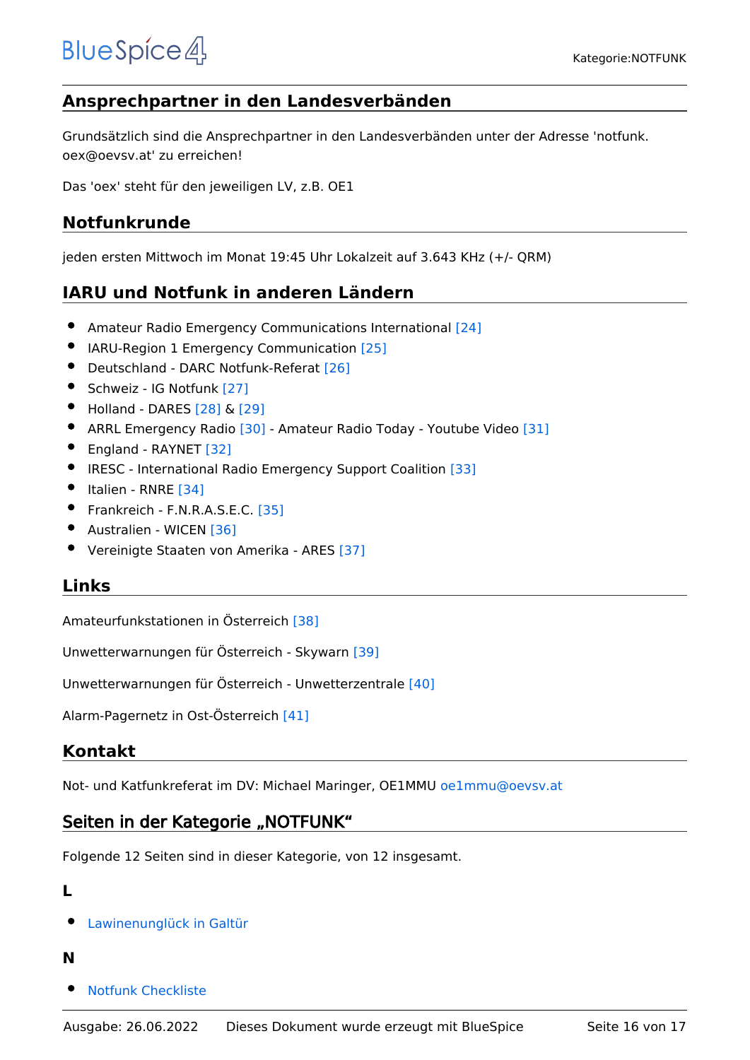## Ansprechpartner in den Landesverbänden

Grundsätzlich sind die Ansprechpartner in den Landesverbänden unter der Adresse 'notfunk. oex@oevsv.at' zu erreichen!

Das 'oex' steht für den jeweiligen LV, z.B. OE1

## Notfunkrunde

jeden ersten Mittwoch im Monat 19:45 Uhr Lokalzeit auf 3.643 KHz (+/- QRM)

## IARU und Notfunk in anderen Ländern

- Amateur Radio Emergency Communications International [24]
- IARU-Region 1 Emergency Communication [25]
- Deutschland - DARC Notfunk-Referat [26]
- Schweiz - IG Notfunk [27]
- Holland - DARES [28] & [29]
- ARRL Emergency Radio [30] - Amateur Radio Today - Youtube Video [31]
- England - RAYNET [32]
- IRESC - International Radio Emergency Support Coalition [33]
- Italien - RNRE [34]
- Frankreich - F.N.R.A.S.E.C. [35]
- Australien - WICEN [36]
- Vereinigte Staaten von Amerika - ARES [37]

## Links

Amateurfunkstationen in Österreich [38]

Unwetterwarnungen für Österreich - Skywarn [39]

Unwetterwarnungen für Österreich - Unwetterzentrale [40]

Alarm-Pagernetz in Ost-Österreich [41]

## Kontakt

Not- und Katfunkreferat im DV: Michael Maringer, OE1MMU oe1mmu@oevsv.at

## Seiten in der Kategorie „NOTFUNK“

Folgende 12 Seiten sind in dieser Kategorie, von 12 insgesamt.

### L

- Lawinenunglück in Galtür

### N

- Notfunk Checkliste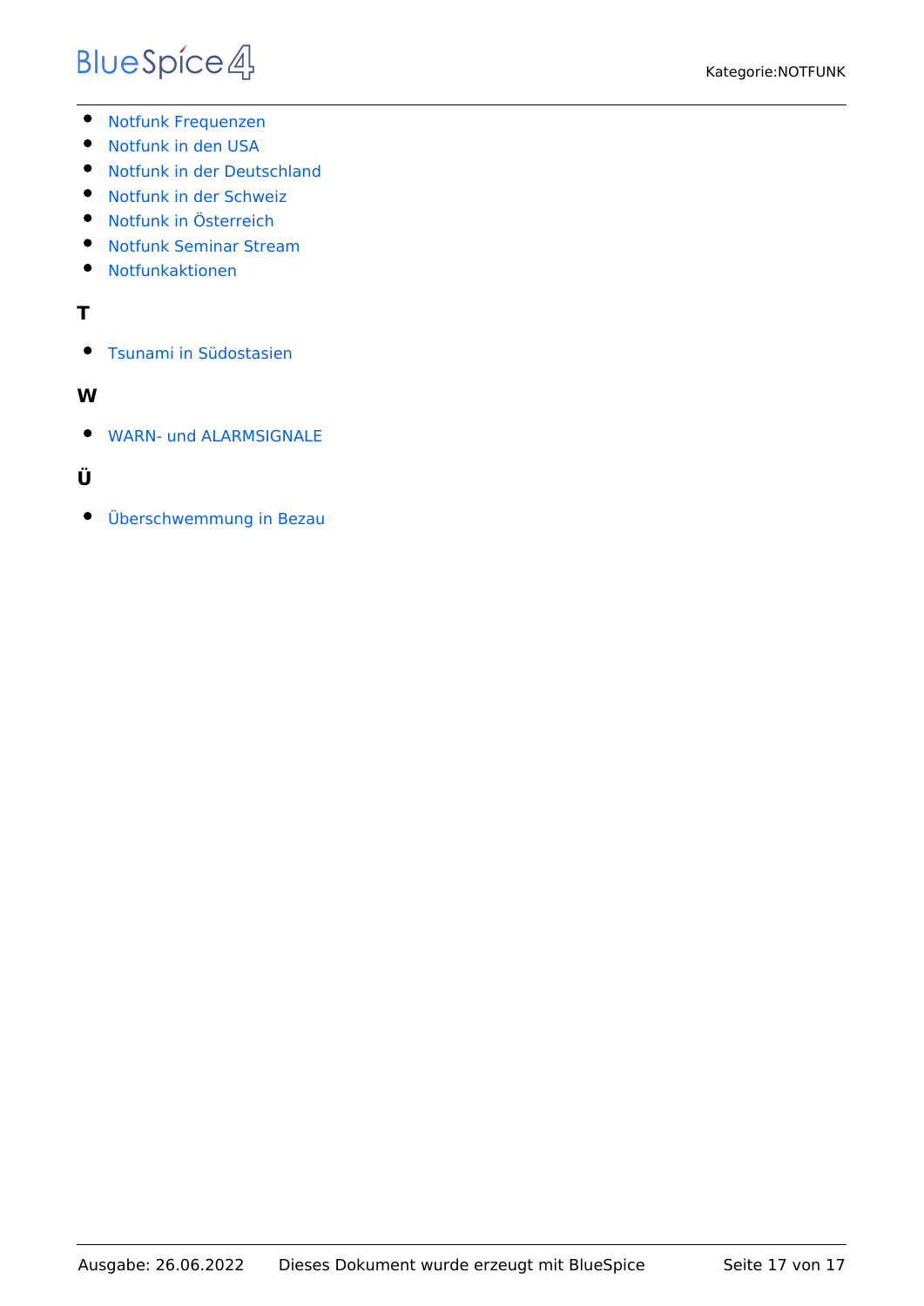- Notfunk Frequenzen
- Notfunk in den USA
- Notfunk in der Deutschland
- Notfunk in der Schweiz
- Notfunk in Österreich
- Notfunk Seminar Stream
- Notfunkaktionen

### T

- Tsunami in Südostasien

### W

- WARN- und ALARMSIGNALE

### Ü

- Überschwemmung in Bezau